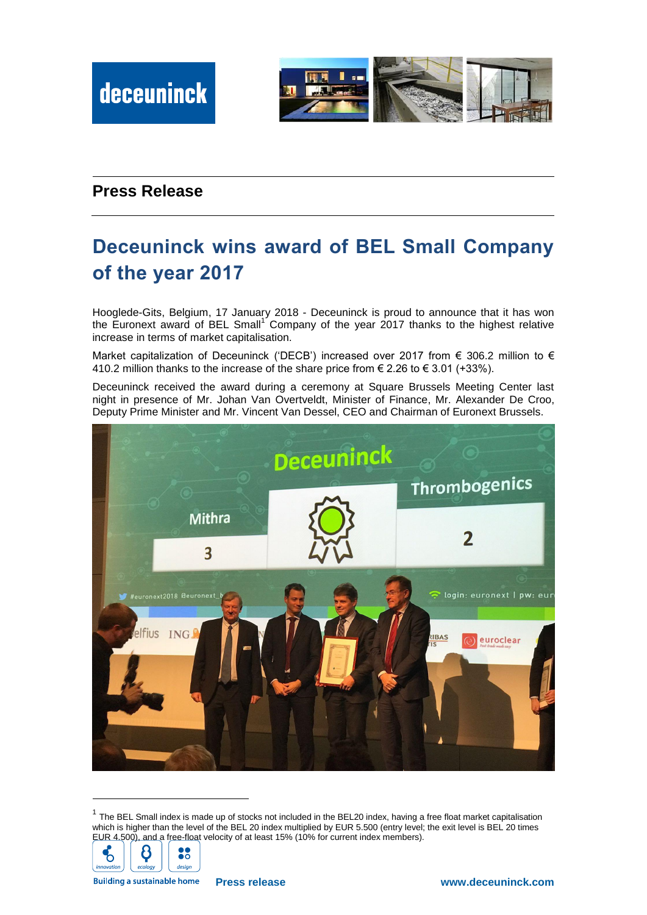## Press Release

# Deceuninck wins award of BEL Small Company of the year 2017

Hooglede-Gits, Belgium, 17 January 2018 - Deceuninck is proud to announce that it has won the Euronext award of BEL Small[1] Company of the year 2017 thanks to the highest relative increase in terms of market capitalisation.

Market capitalization of Deceuninck ('DECB') increased over 2017 from € 306.2 million to € 410.2 million thanks to the increase of the share price from € 2.26 to € 3.01 (+33%).

Deceuninck received the award during a ceremony at Square Brussels Meeting Center last night in presence of Mr. Johan Van Overtveldt, Minister of Finance, Mr. Alexander De Croo, Deputy Prime Minister and Mr. Vincent Van Dessel, CEO and Chairman of Euronext Brussels.

[1] The BEL Small index is made up of stocks not included in the BEL20 index, having a free float market capitalisation which is higher than the level of the BEL 20 index multiplied by EUR 5.500 (entry level; the exit level is BEL 20 times EUR 4.500), and a free-float velocity of at least 15% (10% for current index members).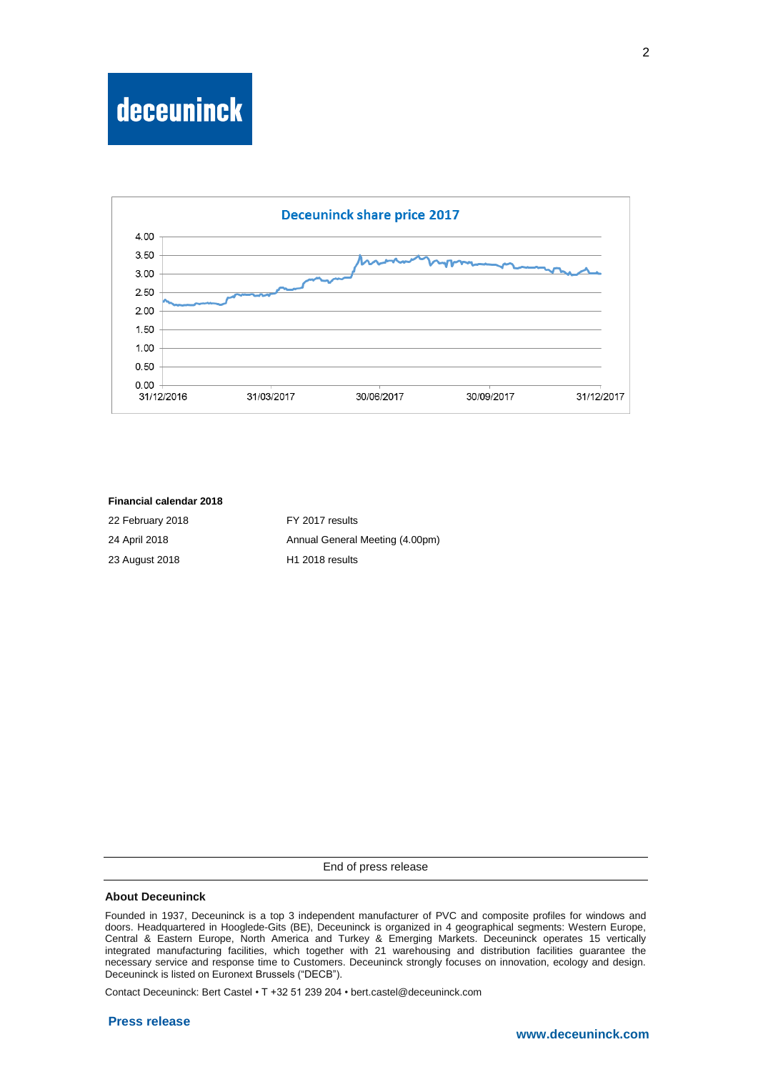Deceuninck share price 2017

4.00
3.50
3.00
2.50
2.00
1.50
1.00
0.50
0.00

31/12/2016
31/03/2017
30/06/2017
30/09/2017
31/12/2017

**Financial calendar 2018**

| | |
|---|---|
| 22 February 2018 | FY 2017 results |
| 24 April 2018 | Annual General Meeting (4.00pm) |
| 23 August 2018 | H1 2018 results |

---

End of press release

---

**About Deceuninck**

Founded in 1937, Deceuninck is a top 3 independent manufacturer of PVC and composite profiles for windows and doors. Headquartered in Hooglede-Gits (BE), Deceuninck is organized in 4 geographical segments: Western Europe, Central & Eastern Europe, North America and Turkey & Emerging Markets. Deceuninck operates 15 vertically integrated manufacturing facilities, which together with 21 warehousing and distribution facilities guarantee the necessary service and response time to Customers. Deceuninck strongly focuses on innovation, ecology and design. Deceuninck is listed on Euronext Brussels ("DECB").

Contact Deceuninck: Bert Castel • T +32 51 239 204 • bert.castel@deceuninck.com